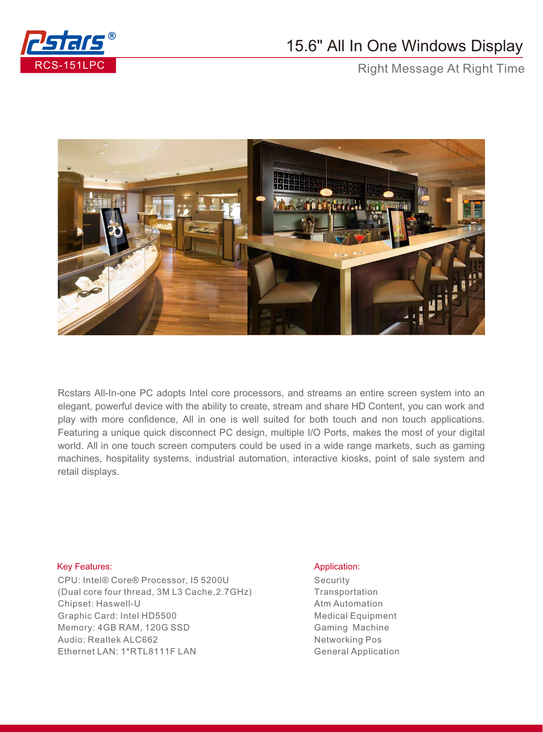Rcstars®

RCS-151LPC

# 15.6" All In One Windows Display

Right Message At Right Time

Rcstars All-In-one PC adopts Intel core processors, and streams an entire screen system into an elegant, powerful device with the ability to create, stream and share HD Content, you can work and play with more confidence, All in one is well suited for both touch and non touch applications. Featuring a unique quick disconnect PC design, multiple I/O Ports, makes the most of your digital world. All in one touch screen computers could be used in a wide range markets, such as gaming machines, hospitality systems, industrial automation, interactive kiosks, point of sale system and retail displays.

### Key Features:

CPU: Intel® Core® Processor, I5 5200U
(Dual core four thread, 3M L3 Cache,2.7GHz)
Chipset: Haswell-U
Graphic Card: Intel HD5500
Memory: 4GB RAM, 120G SSD
Audio: Realtek ALC662
Ethernet LAN: 1*RTL8111F LAN

### Application:

Security
Transportation
Atm Automation
Medical Equipment
Gaming Machine
Networking Pos
General Application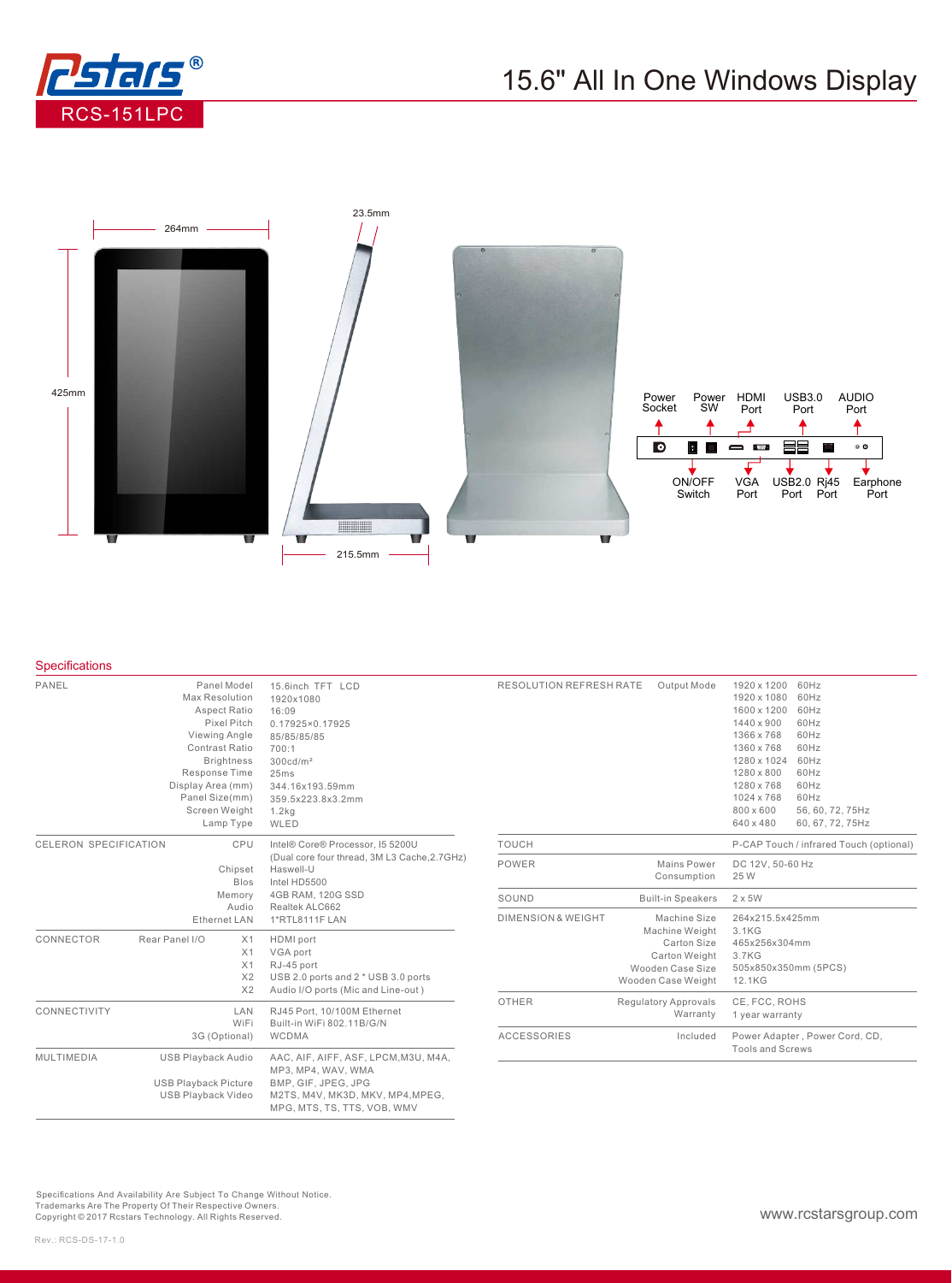# 15.6" All In One Windows Display

RCS-151LPC

264mm

23.5mm

425mm

215.5mm

Power Socket | Power SW | HDMI Port | USB3.0 Port | AUDIO Port

ON/OFF Switch | VGA Port | USB2.0 Port | Rj45 Port | Earphone Port

## Specifications

| | | | |
|---|---|---|---|
| PANEL | | Panel Model | 15.6inch TFT LCD |
| | | Max Resolution | 1920x1080 |
| | | Aspect Ratio | 16:09 |
| | | Pixel Pitch | 0.17925×0.17925 |
| | | Viewing Angle | 85/85/85/85 |
| | | Contrast Ratio | 700:1 |
| | | Brightness | 300cd/m² |
| | | Response Time | 25ms |
| | | Display Area (mm) | 344.16x193.59mm |
| | | Panel Size(mm) | 359.5x223.8x3.2mm |
| | | Screen Weight | 1.2kg |
| | | Lamp Type | WLED |
| CELERON SPECIFICATION | | CPU | Intel® Core® Processor, I5 5200U (Dual core four thread, 3M L3 Cache,2.7GHz) |
| | | Chipset | Haswell-U |
| | | Blos | Intel HD5500 |
| | | Memory | 4GB RAM, 120G SSD |
| | | Audio | Realtek ALC662 |
| | | Ethernet LAN | 1*RTL8111F LAN |
| CONNECTOR | Rear Panel I/O | X1 | HDMI port |
| | | X1 | VGA port |
| | | X1 | RJ-45 port |
| | | X2 | USB 2.0 ports and 2 * USB 3.0 ports |
| | | X2 | Audio I/O ports (Mic and Line-out ) |
| CONNECTIVITY | | LAN | RJ45 Port, 10/100M Ethernet |
| | | WiFi | Built-in WiFi 802.11B/G/N |
| | | 3G (Optional) | WCDMA |
| MULTIMEDIA | | USB Playback Audio | AAC, AIF, AIFF, ASF, LPCM,M3U, M4A, MP3, MP4, WAV, WMA |
| | | USB Playback Picture | BMP, GIF, JPEG, JPG |
| | | USB Playback Video | M2TS, M4V, MK3D, MKV, MP4,MPEG, MPG, MTS, TS, TTS, VOB, WMV |

| | | |
|---|---|---|
| RESOLUTION REFRESH RATE | Output Mode | 1920 x 1200 60Hz |
| | | 1920 x 1080 60Hz |
| | | 1600 x 1200 60Hz |
| | | 1440 x 900 60Hz |
| | | 1366 x 768 60Hz |
| | | 1360 x 768 60Hz |
| | | 1280 x 1024 60Hz |
| | | 1280 x 800 60Hz |
| | | 1280 x 768 60Hz |
| | | 1024 x 768 60Hz |
| | | 800 x 600 56, 60, 72, 75Hz |
| | | 640 x 480 60, 67, 72, 75Hz |
| TOUCH | | P-CAP Touch / infrared Touch (optional) |
| POWER | Mains Power | DC 12V, 50-60 Hz |
| | Consumption | 25 W |
| SOUND | Built-in Speakers | 2 x 5W |
| DIMENSION & WEIGHT | Machine Size | 264x215.5x425mm |
| | Machine Weight | 3.1KG |
| | Carton Size | 465x256x304mm |
| | Carton Weight | 3.7KG |
| | Wooden Case Size | 505x850x350mm (5PCS) |
| | Wooden Case Weight | 12.1KG |
| OTHER | Regulatory Approvals | CE, FCC, ROHS |
| | Warranty | 1 year warranty |
| ACCESSORIES | Included | Power Adapter , Power Cord, CD, Tools and Screws |

Specifications And Availability Are Subject To Change Without Notice.
Trademarks Are The Property Of Their Respective Owners.
Copyright © 2017 Rcstars Technology. All Rights Reserved.

www.rcstarsgroup.com

Rev.: RCS-DS-17-1.0